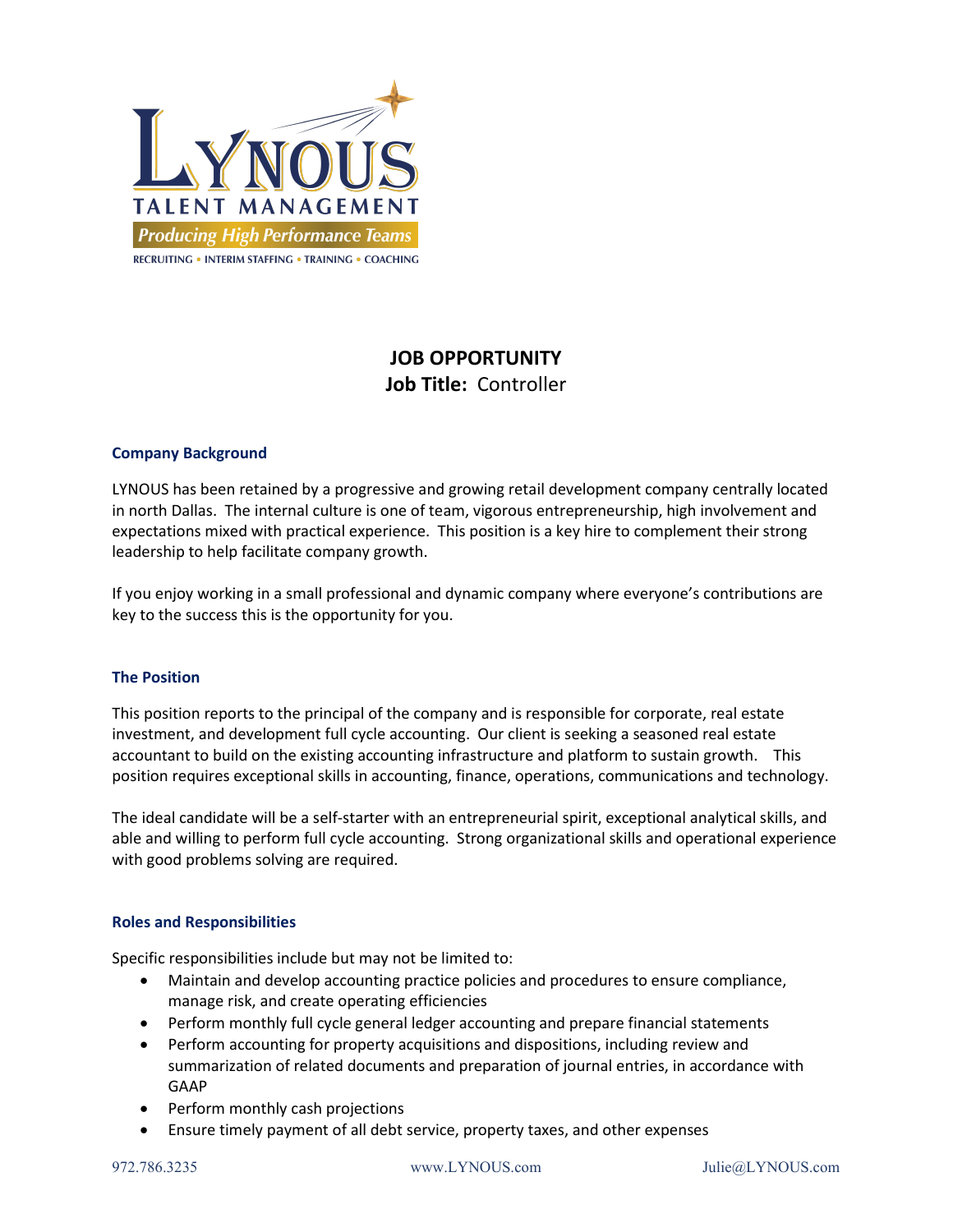LYNOUS

TALENT MANAGEMENT

*Producing High Performance Teams*

RECRUITING • INTERIM STAFFING • TRAINING • COACHING

# JOB OPPORTUNITY

**Job Title:** Controller

## Company Background

LYNOUS has been retained by a progressive and growing retail development company centrally located in north Dallas. The internal culture is one of team, vigorous entrepreneurship, high involvement and expectations mixed with practical experience. This position is a key hire to complement their strong leadership to help facilitate company growth.

If you enjoy working in a small professional and dynamic company where everyone's contributions are key to the success this is the opportunity for you.

## The Position

This position reports to the principal of the company and is responsible for corporate, real estate investment, and development full cycle accounting. Our client is seeking a seasoned real estate accountant to build on the existing accounting infrastructure and platform to sustain growth. This position requires exceptional skills in accounting, finance, operations, communications and technology.

The ideal candidate will be a self-starter with an entrepreneurial spirit, exceptional analytical skills, and able and willing to perform full cycle accounting. Strong organizational skills and operational experience with good problems solving are required.

## Roles and Responsibilities

Specific responsibilities include but may not be limited to:

- Maintain and develop accounting practice policies and procedures to ensure compliance, manage risk, and create operating efficiencies
- Perform monthly full cycle general ledger accounting and prepare financial statements
- Perform accounting for property acquisitions and dispositions, including review and summarization of related documents and preparation of journal entries, in accordance with GAAP
- Perform monthly cash projections
- Ensure timely payment of all debt service, property taxes, and other expenses

972.786.3235 www.LYNOUS.com Julie@LYNOUS.com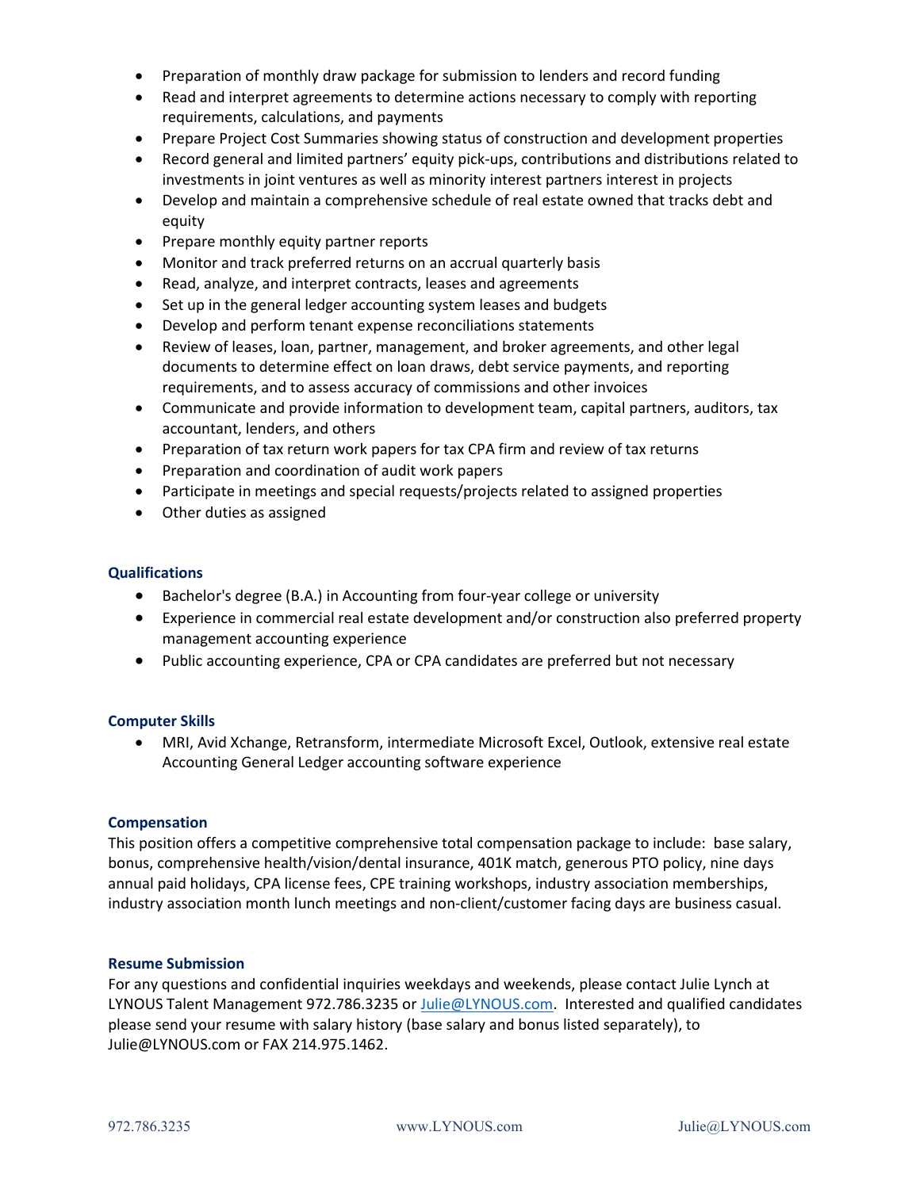- Preparation of monthly draw package for submission to lenders and record funding
- Read and interpret agreements to determine actions necessary to comply with reporting requirements, calculations, and payments
- Prepare Project Cost Summaries showing status of construction and development properties
- Record general and limited partners' equity pick-ups, contributions and distributions related to investments in joint ventures as well as minority interest partners interest in projects
- Develop and maintain a comprehensive schedule of real estate owned that tracks debt and equity
- Prepare monthly equity partner reports
- Monitor and track preferred returns on an accrual quarterly basis
- Read, analyze, and interpret contracts, leases and agreements
- Set up in the general ledger accounting system leases and budgets
- Develop and perform tenant expense reconciliations statements
- Review of leases, loan, partner, management, and broker agreements, and other legal documents to determine effect on loan draws, debt service payments, and reporting requirements, and to assess accuracy of commissions and other invoices
- Communicate and provide information to development team, capital partners, auditors, tax accountant, lenders, and others
- Preparation of tax return work papers for tax CPA firm and review of tax returns
- Preparation and coordination of audit work papers
- Participate in meetings and special requests/projects related to assigned properties
- Other duties as assigned

### Qualifications

- Bachelor's degree (B.A.) in Accounting from four-year college or university
- Experience in commercial real estate development and/or construction also preferred property management accounting experience
- Public accounting experience, CPA or CPA candidates are preferred but not necessary

### Computer Skills

- MRI, Avid Xchange, Retransform, intermediate Microsoft Excel, Outlook, extensive real estate Accounting General Ledger accounting software experience

### Compensation

This position offers a competitive comprehensive total compensation package to include: base salary, bonus, comprehensive health/vision/dental insurance, 401K match, generous PTO policy, nine days annual paid holidays, CPA license fees, CPE training workshops, industry association memberships, industry association month lunch meetings and non-client/customer facing days are business casual.

### Resume Submission

For any questions and confidential inquiries weekdays and weekends, please contact Julie Lynch at LYNOUS Talent Management 972.786.3235 or Julie@LYNOUS.com. Interested and qualified candidates please send your resume with salary history (base salary and bonus listed separately), to Julie@LYNOUS.com or FAX 214.975.1462.